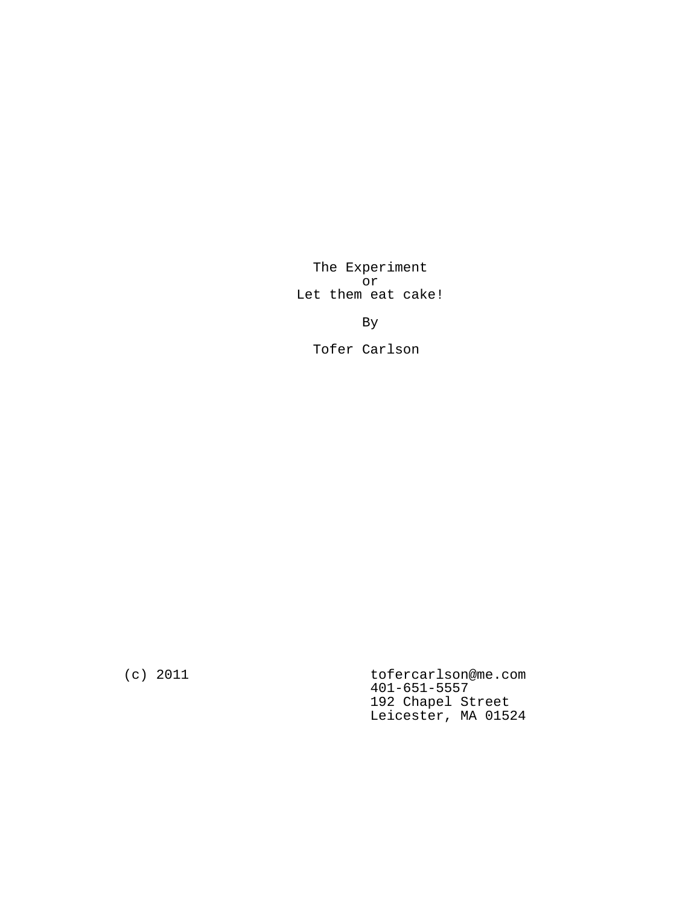# The Experiment
# or
# Let them eat cake!

By

Tofer Carlson

(c) 2011

tofercarlson@me.com
401-651-5557
192 Chapel Street
Leicester, MA 01524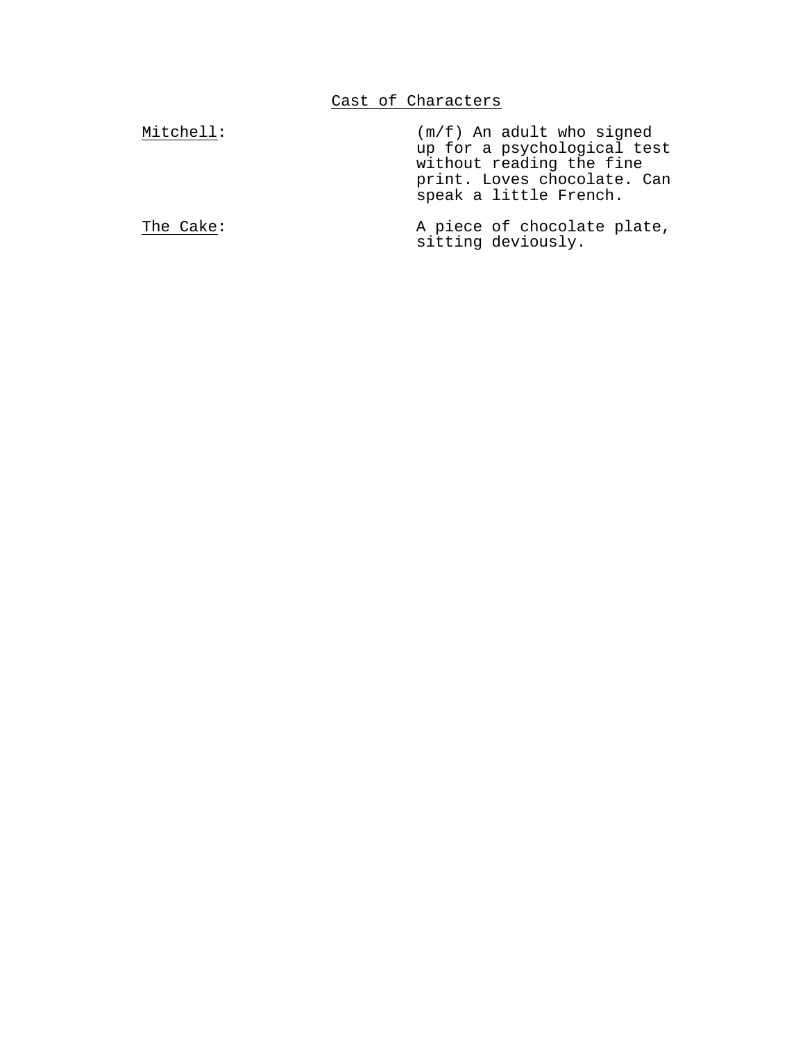## Cast of Characters

Mitchell: (m/f) An adult who signed up for a psychological test without reading the fine print. Loves chocolate. Can speak a little French.

The Cake: A piece of chocolate plate, sitting deviously.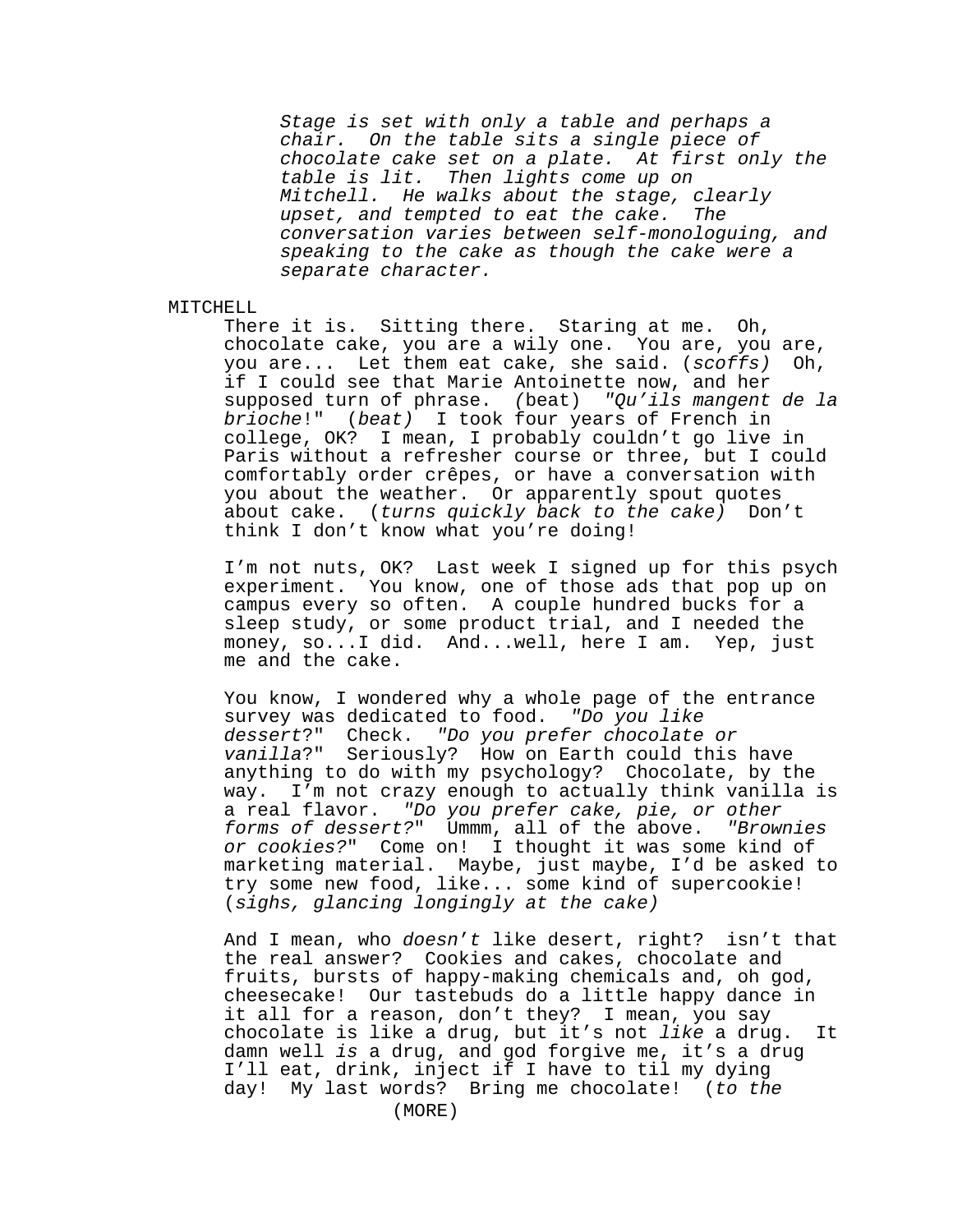*Stage is set with only a table and perhaps a chair. On the table sits a single piece of chocolate cake set on a plate. At first only the table is lit. Then lights come up on Mitchell. He walks about the stage, clearly upset, and tempted to eat the cake. The conversation varies between self-monologuing, and speaking to the cake as though the cake were a separate character.*

MITCHELL

There it is. Sitting there. Staring at me. Oh, chocolate cake, you are a wily one. You are, you are, you are... Let them eat cake, she said. (*scoffs*) Oh, if I could see that Marie Antoinette now, and her supposed turn of phrase. (beat) *"Qu'ils mangent de la brioche*!" (*beat)* I took four years of French in college, OK? I mean, I probably couldn't go live in Paris without a refresher course or three, but I could comfortably order crêpes, or have a conversation with you about the weather. Or apparently spout quotes about cake. (*turns quickly back to the cake)* Don't think I don't know what you're doing!

I'm not nuts, OK? Last week I signed up for this psych experiment. You know, one of those ads that pop up on campus every so often. A couple hundred bucks for a sleep study, or some product trial, and I needed the money, so...I did. And...well, here I am. Yep, just me and the cake.

You know, I wondered why a whole page of the entrance survey was dedicated to food. *"Do you like dessert*?" Check. *"Do you prefer chocolate or vanilla*?" Seriously? How on Earth could this have anything to do with my psychology? Chocolate, by the way. I'm not crazy enough to actually think vanilla is a real flavor. *"Do you prefer cake, pie, or other forms of dessert?*" Ummm, all of the above. *"Brownies or cookies?*" Come on! I thought it was some kind of marketing material. Maybe, just maybe, I'd be asked to try some new food, like... some kind of supercookie! (*sighs, glancing longingly at the cake)*

And I mean, who *doesn't* like desert, right? isn't that the real answer? Cookies and cakes, chocolate and fruits, bursts of happy-making chemicals and, oh god, cheesecake! Our tastebuds do a little happy dance in it all for a reason, don't they? I mean, you say chocolate is like a drug, but it's not *like* a drug. It damn well *is* a drug, and god forgive me, it's a drug I'll eat, drink, inject if I have to til my dying day! My last words? Bring me chocolate! (*to the*

(MORE)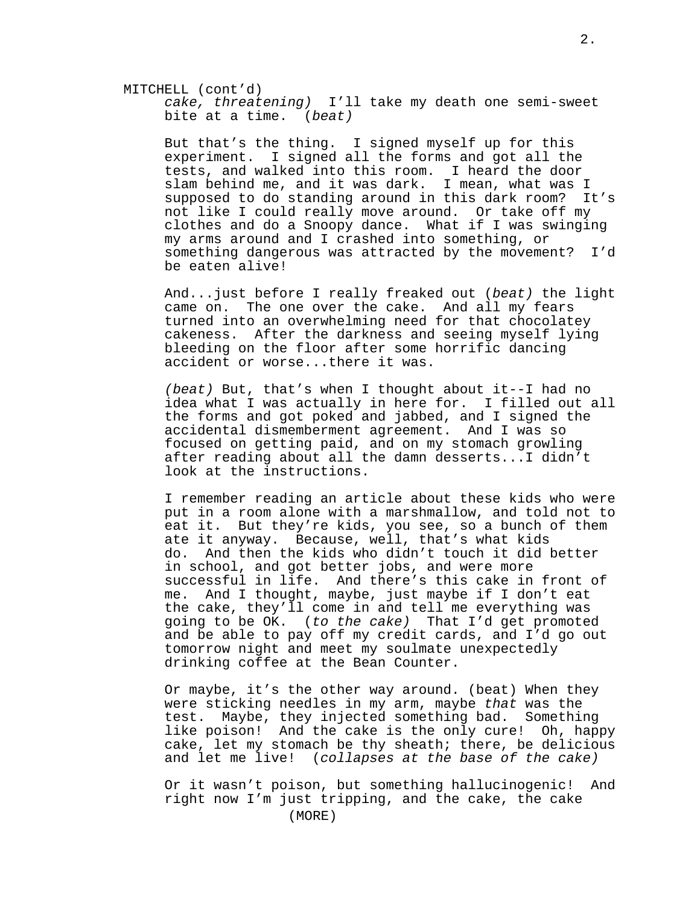MITCHELL (cont'd)

*cake, threatening)* I'll take my death one semi-sweet bite at a time. (*beat)*

But that's the thing. I signed myself up for this experiment. I signed all the forms and got all the tests, and walked into this room. I heard the door slam behind me, and it was dark. I mean, what was I supposed to do standing around in this dark room? It's not like I could really move around. Or take off my clothes and do a Snoopy dance. What if I was swinging my arms around and I crashed into something, or something dangerous was attracted by the movement? I'd be eaten alive!

And...just before I really freaked out (*beat)* the light came on. The one over the cake. And all my fears turned into an overwhelming need for that chocolatey cakeness. After the darkness and seeing myself lying bleeding on the floor after some horrific dancing accident or worse...there it was.

*(beat)* But, that's when I thought about it--I had no idea what I was actually in here for. I filled out all the forms and got poked and jabbed, and I signed the accidental dismemberment agreement. And I was so focused on getting paid, and on my stomach growling after reading about all the damn desserts...I didn't look at the instructions.

I remember reading an article about these kids who were put in a room alone with a marshmallow, and told not to eat it. But they're kids, you see, so a bunch of them ate it anyway. Because, well, that's what kids do. And then the kids who didn't touch it did better in school, and got better jobs, and were more successful in life. And there's this cake in front of me. And I thought, maybe, just maybe if I don't eat the cake, they'll come in and tell me everything was going to be OK. (*to the cake)* That I'd get promoted and be able to pay off my credit cards, and I'd go out tomorrow night and meet my soulmate unexpectedly drinking coffee at the Bean Counter.

Or maybe, it's the other way around. (beat) When they were sticking needles in my arm, maybe *that* was the test. Maybe, they injected something bad. Something like poison! And the cake is the only cure! Oh, happy cake, let my stomach be thy sheath; there, be delicious and let me live! (*collapses at the base of the cake)*

Or it wasn't poison, but something hallucinogenic! And right now I'm just tripping, and the cake, the cake

(MORE)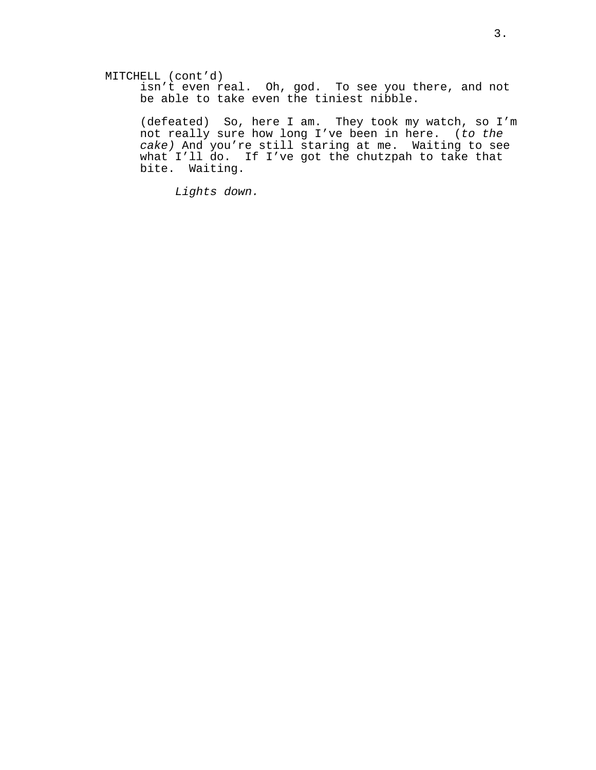MITCHELL (cont'd)

isn't even real. Oh, god. To see you there, and not be able to take even the tiniest nibble.

(defeated) So, here I am. They took my watch, so I'm not really sure how long I've been in here. (*to the cake)* And you're still staring at me. Waiting to see what I'll do. If I've got the chutzpah to take that bite. Waiting.

*Lights down.*